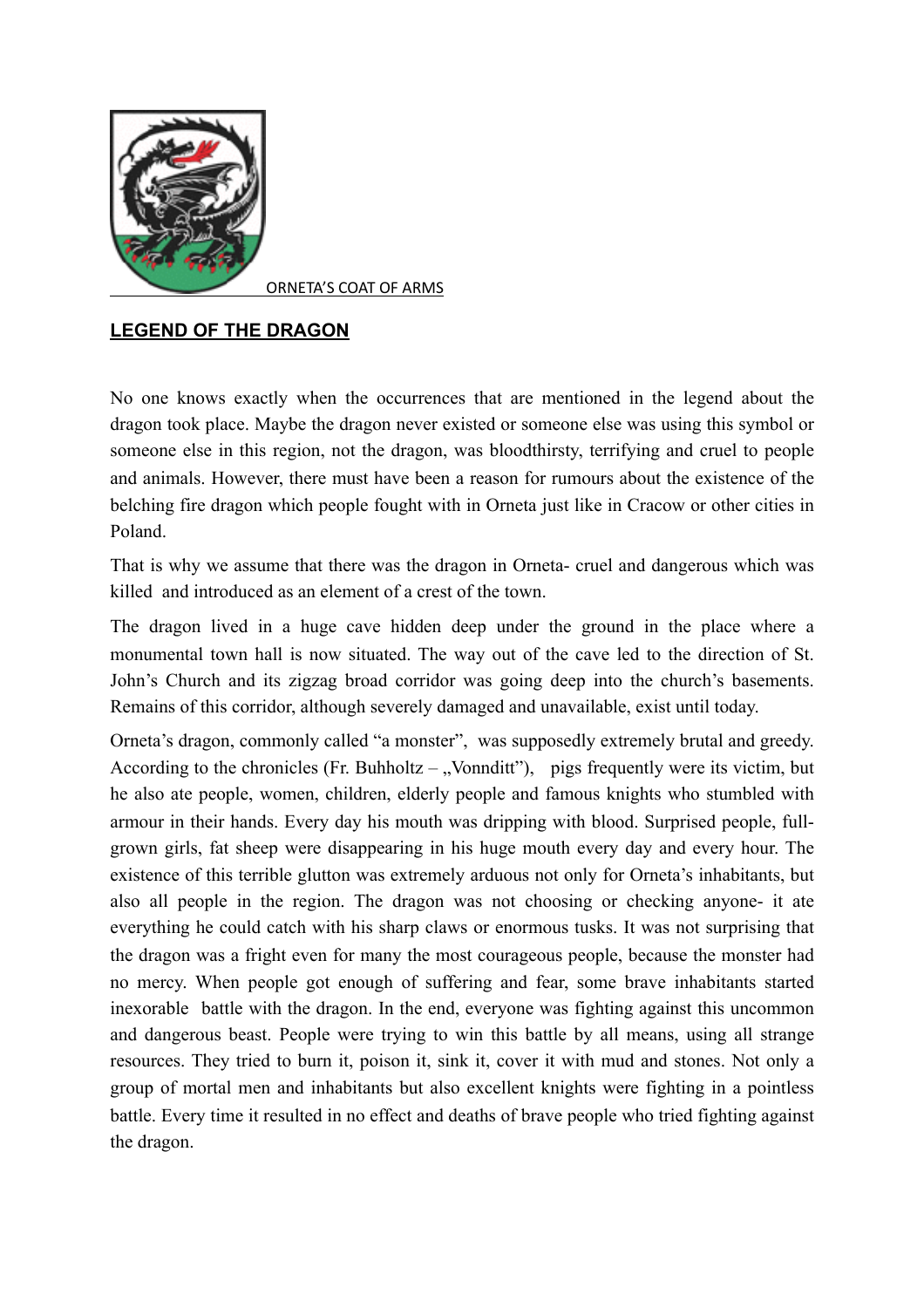ORNETA'S COAT OF ARMS

## LEGEND OF THE DRAGON

No one knows exactly when the occurrences that are mentioned in the legend about the dragon took place. Maybe the dragon never existed or someone else was using this symbol or someone else in this region, not the dragon, was bloodthirsty, terrifying and cruel to people and animals. However, there must have been a reason for rumours about the existence of the belching fire dragon which people fought with in Orneta just like in Cracow or other cities in Poland.

That is why we assume that there was the dragon in Orneta- cruel and dangerous which was killed and introduced as an element of a crest of the town.

The dragon lived in a huge cave hidden deep under the ground in the place where a monumental town hall is now situated. The way out of the cave led to the direction of St. John's Church and its zigzag broad corridor was going deep into the church's basements. Remains of this corridor, although severely damaged and unavailable, exist until today.

Orneta's dragon, commonly called "a monster", was supposedly extremely brutal and greedy. According to the chronicles (Fr. Buhholtz – „Vonnditt"), pigs frequently were its victim, but he also ate people, women, children, elderly people and famous knights who stumbled with armour in their hands. Every day his mouth was dripping with blood. Surprised people, full-grown girls, fat sheep were disappearing in his huge mouth every day and every hour. The existence of this terrible glutton was extremely arduous not only for Orneta's inhabitants, but also all people in the region. The dragon was not choosing or checking anyone- it ate everything he could catch with his sharp claws or enormous tusks. It was not surprising that the dragon was a fright even for many the most courageous people, because the monster had no mercy. When people got enough of suffering and fear, some brave inhabitants started inexorable battle with the dragon. In the end, everyone was fighting against this uncommon and dangerous beast. People were trying to win this battle by all means, using all strange resources. They tried to burn it, poison it, sink it, cover it with mud and stones. Not only a group of mortal men and inhabitants but also excellent knights were fighting in a pointless battle. Every time it resulted in no effect and deaths of brave people who tried fighting against the dragon.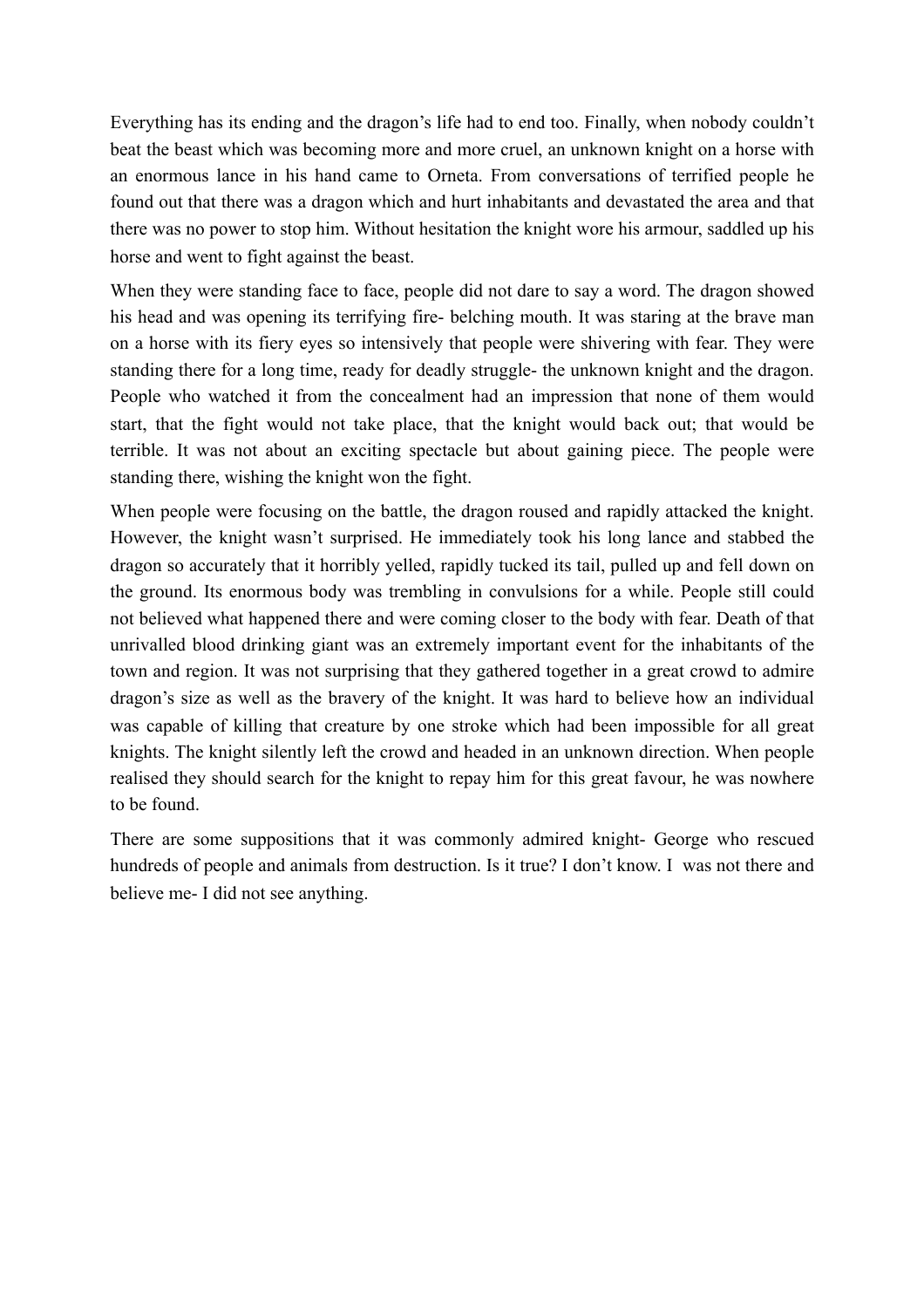Everything has its ending and the dragon's life had to end too. Finally, when nobody couldn't beat the beast which was becoming more and more cruel, an unknown knight on a horse with an enormous lance in his hand came to Orneta. From conversations of terrified people he found out that there was a dragon which and hurt inhabitants and devastated the area and that there was no power to stop him. Without hesitation the knight wore his armour, saddled up his horse and went to fight against the beast.

When they were standing face to face, people did not dare to say a word. The dragon showed his head and was opening its terrifying fire- belching mouth. It was staring at the brave man on a horse with its fiery eyes so intensively that people were shivering with fear. They were standing there for a long time, ready for deadly struggle- the unknown knight and the dragon. People who watched it from the concealment had an impression that none of them would start, that the fight would not take place, that the knight would back out; that would be terrible. It was not about an exciting spectacle but about gaining piece. The people were standing there, wishing the knight won the fight.

When people were focusing on the battle, the dragon roused and rapidly attacked the knight. However, the knight wasn't surprised. He immediately took his long lance and stabbed the dragon so accurately that it horribly yelled, rapidly tucked its tail, pulled up and fell down on the ground. Its enormous body was trembling in convulsions for a while. People still could not believed what happened there and were coming closer to the body with fear. Death of that unrivalled blood drinking giant was an extremely important event for the inhabitants of the town and region. It was not surprising that they gathered together in a great crowd to admire dragon's size as well as the bravery of the knight. It was hard to believe how an individual was capable of killing that creature by one stroke which had been impossible for all great knights. The knight silently left the crowd and headed in an unknown direction. When people realised they should search for the knight to repay him for this great favour, he was nowhere to be found.

There are some suppositions that it was commonly admired knight- George who rescued hundreds of people and animals from destruction. Is it true? I don't know. I was not there and believe me- I did not see anything.